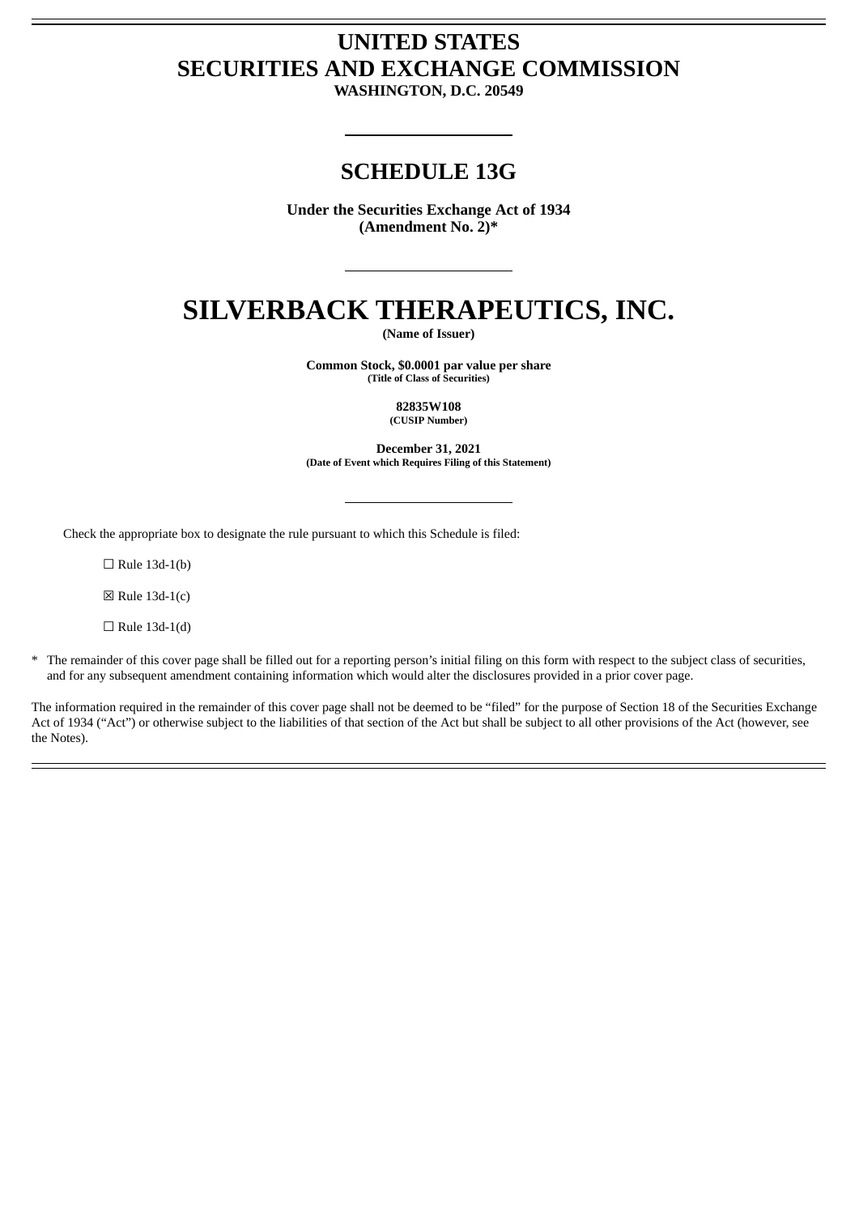# UNITED STATES
# SECURITIES AND EXCHANGE COMMISSION
**WASHINGTON, D.C. 20549**

## SCHEDULE 13G

**Under the Securities Exchange Act of 1934**
**(Amendment No. 2)***

# SILVERBACK THERAPEUTICS, INC.
**(Name of Issuer)**

**Common Stock, $0.0001 par value per share**
**(Title of Class of Securities)**

**82835W108**
**(CUSIP Number)**

**December 31, 2021**
**(Date of Event which Requires Filing of this Statement)**

Check the appropriate box to designate the rule pursuant to which this Schedule is filed:

☐ Rule 13d-1(b)

☒ Rule 13d-1(c)

☐ Rule 13d-1(d)

\* The remainder of this cover page shall be filled out for a reporting person's initial filing on this form with respect to the subject class of securities, and for any subsequent amendment containing information which would alter the disclosures provided in a prior cover page.

The information required in the remainder of this cover page shall not be deemed to be "filed" for the purpose of Section 18 of the Securities Exchange Act of 1934 ("Act") or otherwise subject to the liabilities of that section of the Act but shall be subject to all other provisions of the Act (however, see the Notes).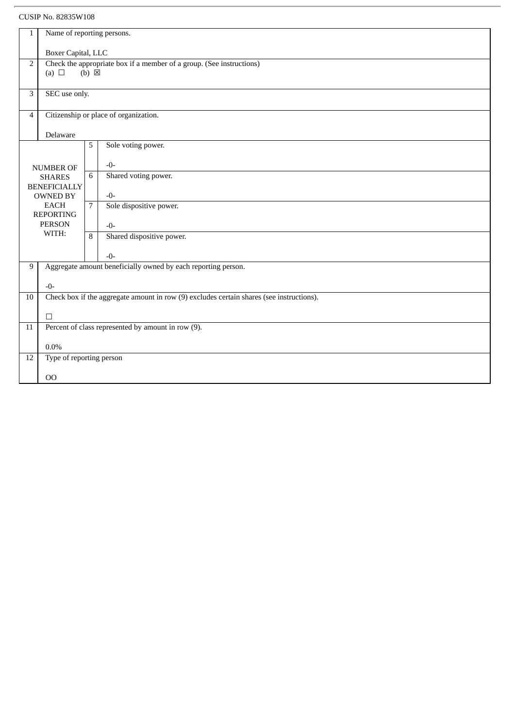CUSIP No. 82835W108

| | | | |
|---|---|---|---|
| 1 | Name of reporting persons.<br><br>Boxer Capital, LLC | | |
| 2 | Check the appropriate box if a member of a group. (See instructions)<br>(a) ☐ (b) ☒ | | |
| 3 | SEC use only. | | |
| 4 | Citizenship or place of organization.<br><br>Delaware | | |
| NUMBER OF SHARES BENEFICIALLY OWNED BY EACH REPORTING PERSON WITH: | 5 | Sole voting power.<br><br>-0- | |
| | 6 | Shared voting power.<br><br>-0- | |
| | 7 | Sole dispositive power.<br><br>-0- | |
| | 8 | Shared dispositive power.<br><br>-0- | |
| 9 | Aggregate amount beneficially owned by each reporting person.<br><br>-0- | | |
| 10 | Check box if the aggregate amount in row (9) excludes certain shares (see instructions).<br><br>☐ | | |
| 11 | Percent of class represented by amount in row (9).<br><br>0.0% | | |
| 12 | Type of reporting person<br><br>OO | | |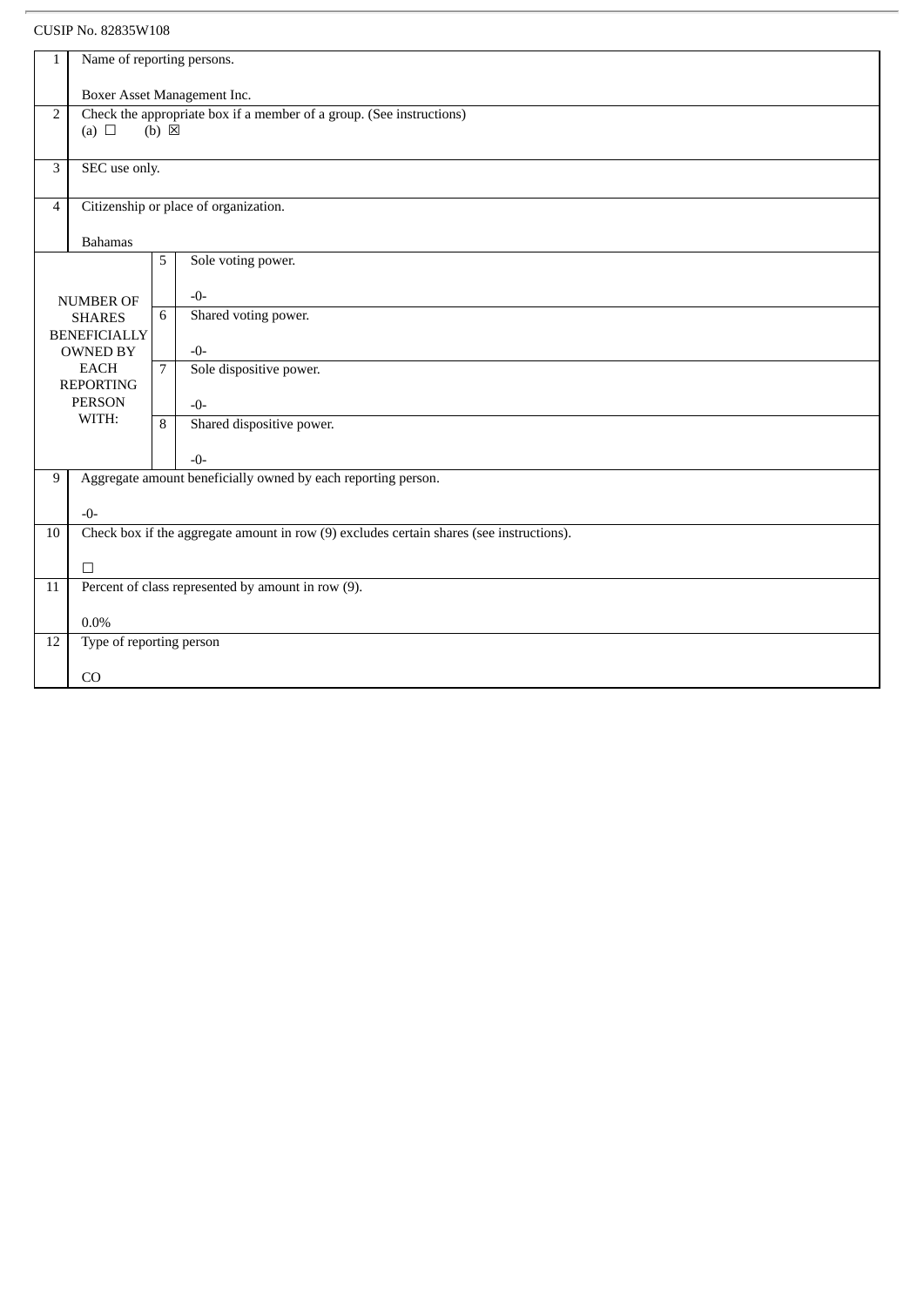CUSIP No. 82835W108

| | | | |
|---|---|---|---|
| 1 | Name of reporting persons.<br><br>Boxer Asset Management Inc. | | |
| 2 | Check the appropriate box if a member of a group. (See instructions)<br>(a) ☐ (b) ☒ | | |
| 3 | SEC use only. | | |
| 4 | Citizenship or place of organization.<br><br>Bahamas | | |
| NUMBER OF SHARES BENEFICIALLY OWNED BY EACH REPORTING PERSON WITH: | | 5 | Sole voting power.<br><br>-0- |
| | | 6 | Shared voting power.<br><br>-0- |
| | | 7 | Sole dispositive power.<br><br>-0- |
| | | 8 | Shared dispositive power.<br><br>-0- |
| 9 | Aggregate amount beneficially owned by each reporting person.<br><br>-0- | | |
| 10 | Check box if the aggregate amount in row (9) excludes certain shares (see instructions).<br><br>☐ | | |
| 11 | Percent of class represented by amount in row (9).<br><br>0.0% | | |
| 12 | Type of reporting person<br><br>CO | | |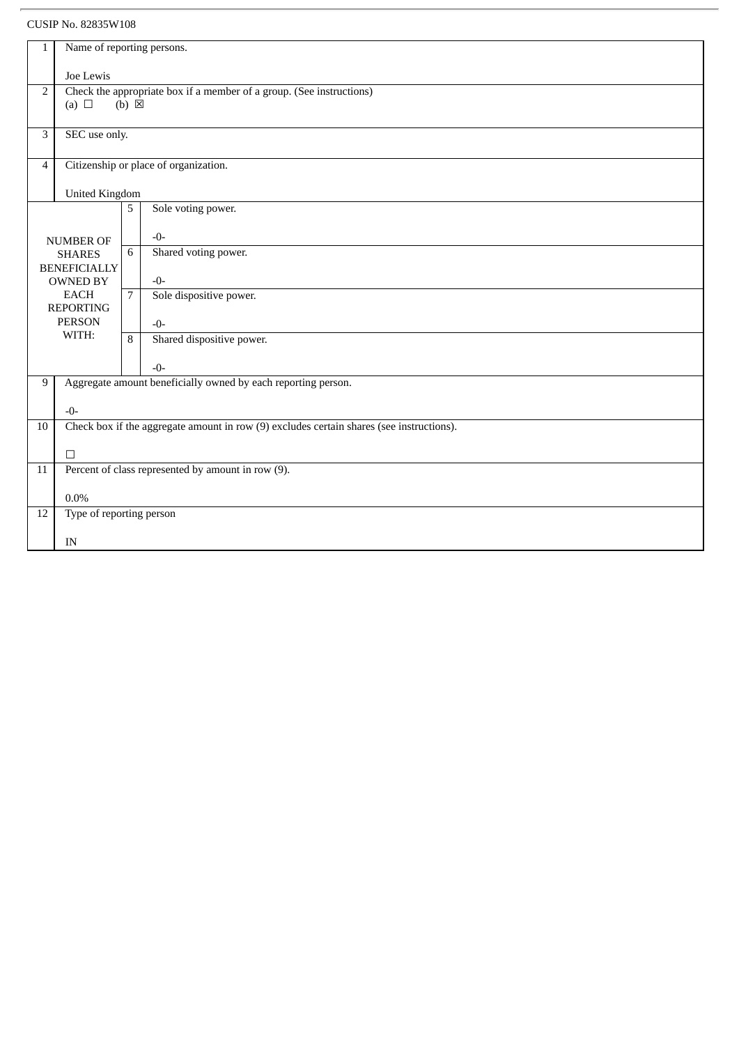CUSIP No. 82835W108

| | | | |
|---|---|---|---|
| 1 | Name of reporting persons.<br><br>Joe Lewis | | |
| 2 | Check the appropriate box if a member of a group. (See instructions)<br>(a) ☐ (b) ☒ | | |
| 3 | SEC use only. | | |
| 4 | Citizenship or place of organization.<br><br>United Kingdom | | |
| NUMBER OF SHARES BENEFICIALLY OWNED BY EACH REPORTING PERSON WITH: | | 5 | Sole voting power.<br><br>-0- |
| | | 6 | Shared voting power.<br><br>-0- |
| | | 7 | Sole dispositive power.<br><br>-0- |
| | | 8 | Shared dispositive power.<br><br>-0- |
| 9 | Aggregate amount beneficially owned by each reporting person.<br><br>-0- | | |
| 10 | Check box if the aggregate amount in row (9) excludes certain shares (see instructions).<br><br>☐ | | |
| 11 | Percent of class represented by amount in row (9).<br><br>0.0% | | |
| 12 | Type of reporting person<br><br>IN | | |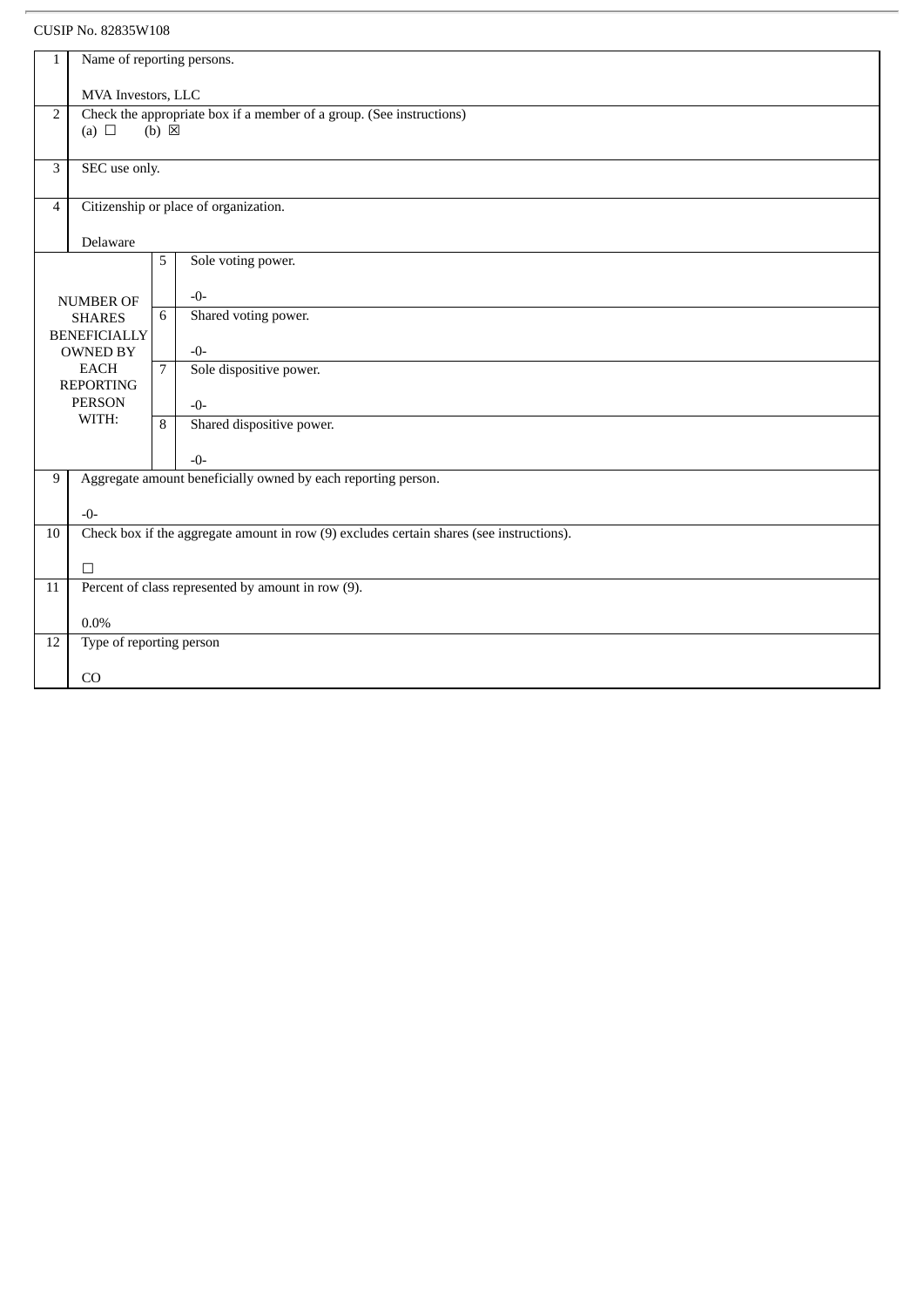CUSIP No. 82835W108

| 1 | Name of reporting persons.<br><br>MVA Investors, LLC | |
|---|---|---|
| 2 | Check the appropriate box if a member of a group. (See instructions)<br>(a) ☐ (b) ☒ | |
| 3 | SEC use only. | |
| 4 | Citizenship or place of organization.<br><br>Delaware | |
| NUMBER OF SHARES BENEFICIALLY OWNED BY EACH REPORTING PERSON WITH: | 5 | Sole voting power.<br><br>-0- |
| | 6 | Shared voting power.<br><br>-0- |
| | 7 | Sole dispositive power.<br><br>-0- |
| | 8 | Shared dispositive power.<br><br>-0- |
| 9 | Aggregate amount beneficially owned by each reporting person.<br><br>-0- | |
| 10 | Check box if the aggregate amount in row (9) excludes certain shares (see instructions).<br><br>☐ | |
| 11 | Percent of class represented by amount in row (9).<br><br>0.0% | |
| 12 | Type of reporting person<br><br>CO | |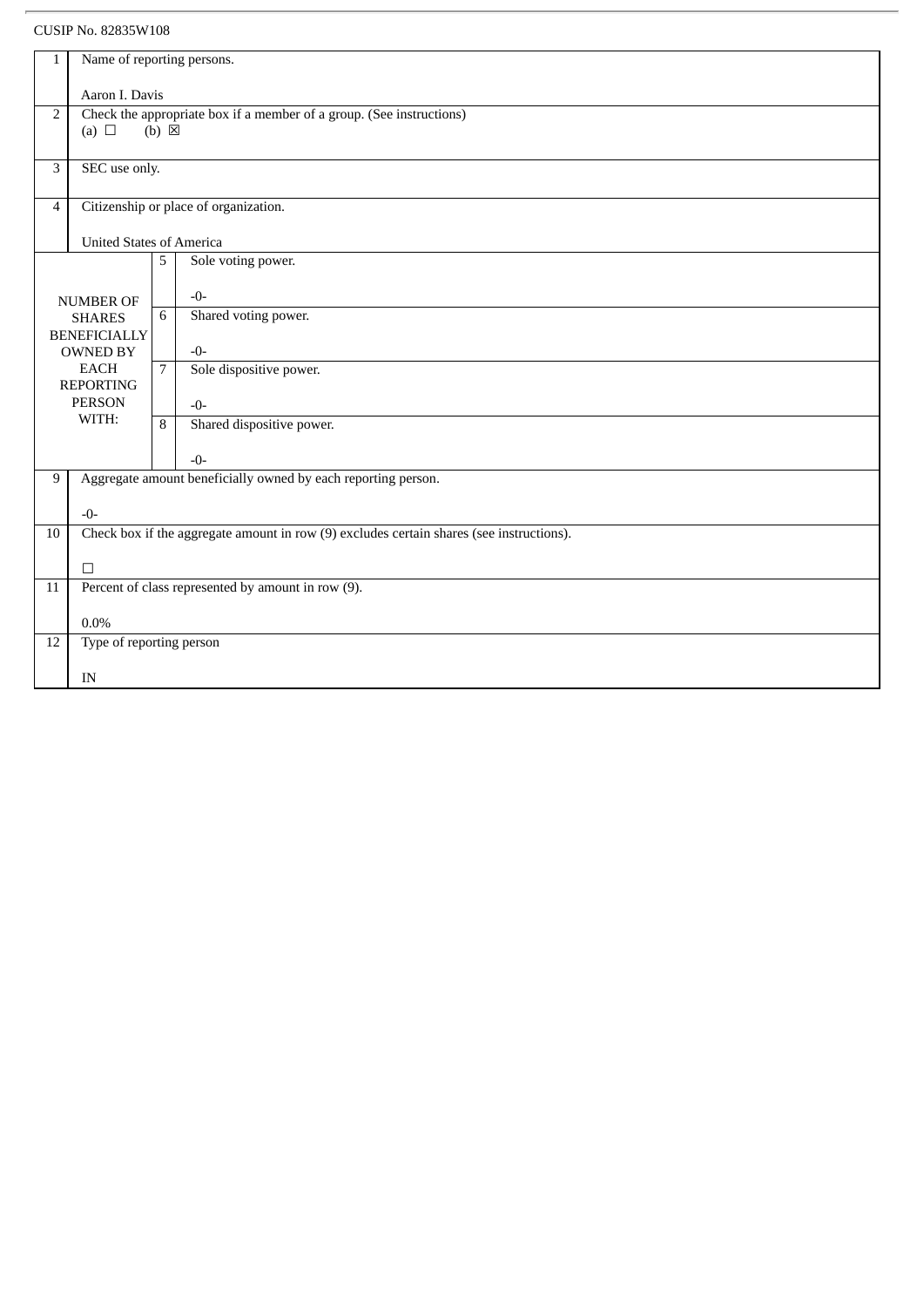CUSIP No. 82835W108

| | | | |
|---|---|---|---|
| 1 | Name of reporting persons.<br><br>Aaron I. Davis | | |
| 2 | Check the appropriate box if a member of a group. (See instructions)<br>(a) ☐ (b) ☒ | | |
| 3 | SEC use only. | | |
| 4 | Citizenship or place of organization.<br><br>United States of America | | |
| NUMBER OF SHARES BENEFICIALLY OWNED BY EACH REPORTING PERSON WITH: | 5 | Sole voting power.<br><br>-0- | |
| | 6 | Shared voting power.<br><br>-0- | |
| | 7 | Sole dispositive power.<br><br>-0- | |
| | 8 | Shared dispositive power.<br><br>-0- | |
| 9 | Aggregate amount beneficially owned by each reporting person.<br><br>-0- | | |
| 10 | Check box if the aggregate amount in row (9) excludes certain shares (see instructions).<br><br>☐ | | |
| 11 | Percent of class represented by amount in row (9).<br><br>0.0% | | |
| 12 | Type of reporting person<br><br>IN | | |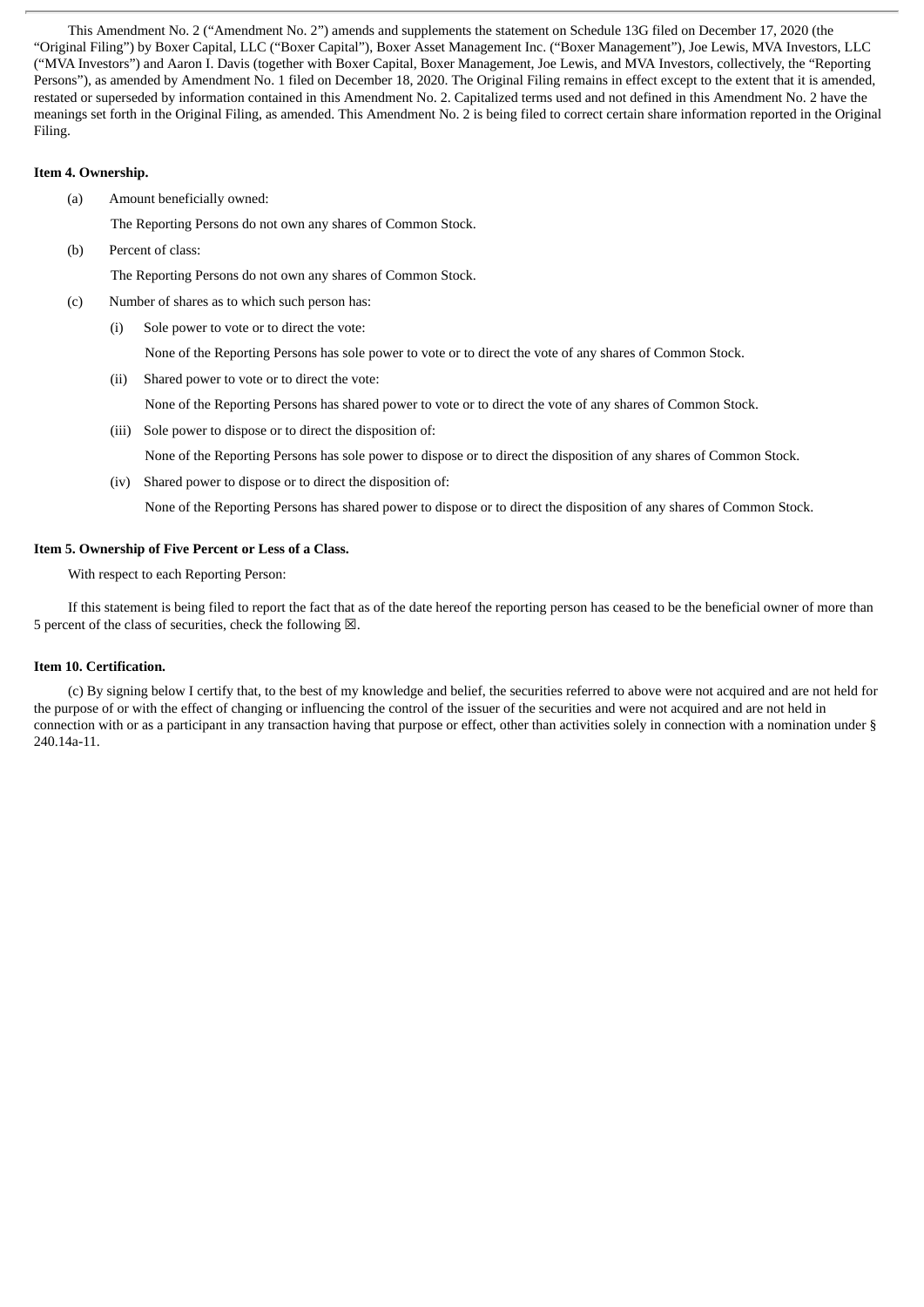This Amendment No. 2 ("Amendment No. 2") amends and supplements the statement on Schedule 13G filed on December 17, 2020 (the "Original Filing") by Boxer Capital, LLC ("Boxer Capital"), Boxer Asset Management Inc. ("Boxer Management"), Joe Lewis, MVA Investors, LLC ("MVA Investors") and Aaron I. Davis (together with Boxer Capital, Boxer Management, Joe Lewis, and MVA Investors, collectively, the "Reporting Persons"), as amended by Amendment No. 1 filed on December 18, 2020. The Original Filing remains in effect except to the extent that it is amended, restated or superseded by information contained in this Amendment No. 2. Capitalized terms used and not defined in this Amendment No. 2 have the meanings set forth in the Original Filing, as amended. This Amendment No. 2 is being filed to correct certain share information reported in the Original Filing.

**Item 4. Ownership.**

(a) Amount beneficially owned:

The Reporting Persons do not own any shares of Common Stock.

(b) Percent of class:

The Reporting Persons do not own any shares of Common Stock.

(c) Number of shares as to which such person has:

(i) Sole power to vote or to direct the vote:

None of the Reporting Persons has sole power to vote or to direct the vote of any shares of Common Stock.

(ii) Shared power to vote or to direct the vote:

None of the Reporting Persons has shared power to vote or to direct the vote of any shares of Common Stock.

(iii) Sole power to dispose or to direct the disposition of:

None of the Reporting Persons has sole power to dispose or to direct the disposition of any shares of Common Stock.

(iv) Shared power to dispose or to direct the disposition of:

None of the Reporting Persons has shared power to dispose or to direct the disposition of any shares of Common Stock.

**Item 5. Ownership of Five Percent or Less of a Class.**

With respect to each Reporting Person:

If this statement is being filed to report the fact that as of the date hereof the reporting person has ceased to be the beneficial owner of more than 5 percent of the class of securities, check the following ☒.

**Item 10. Certification.**

(c) By signing below I certify that, to the best of my knowledge and belief, the securities referred to above were not acquired and are not held for the purpose of or with the effect of changing or influencing the control of the issuer of the securities and were not acquired and are not held in connection with or as a participant in any transaction having that purpose or effect, other than activities solely in connection with a nomination under § 240.14a-11.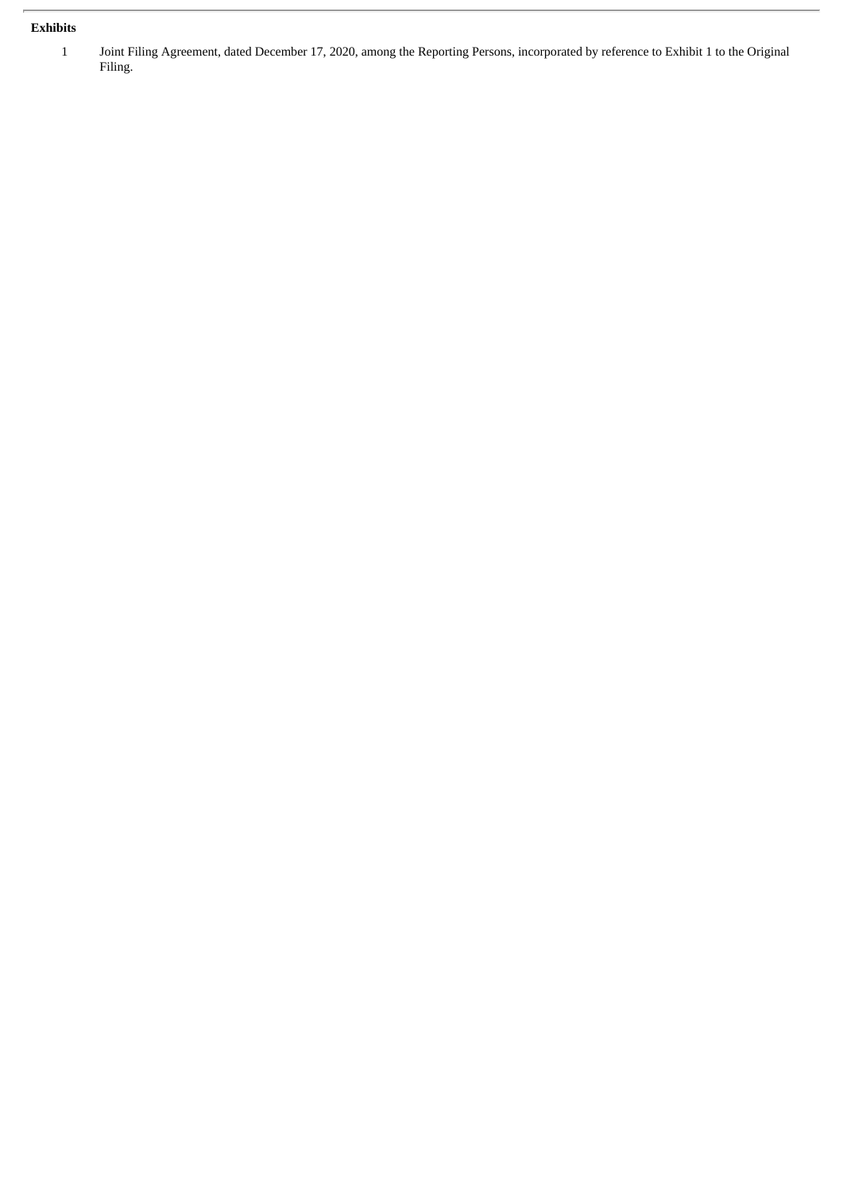**Exhibits**

1 Joint Filing Agreement, dated December 17, 2020, among the Reporting Persons, incorporated by reference to Exhibit 1 to the Original Filing.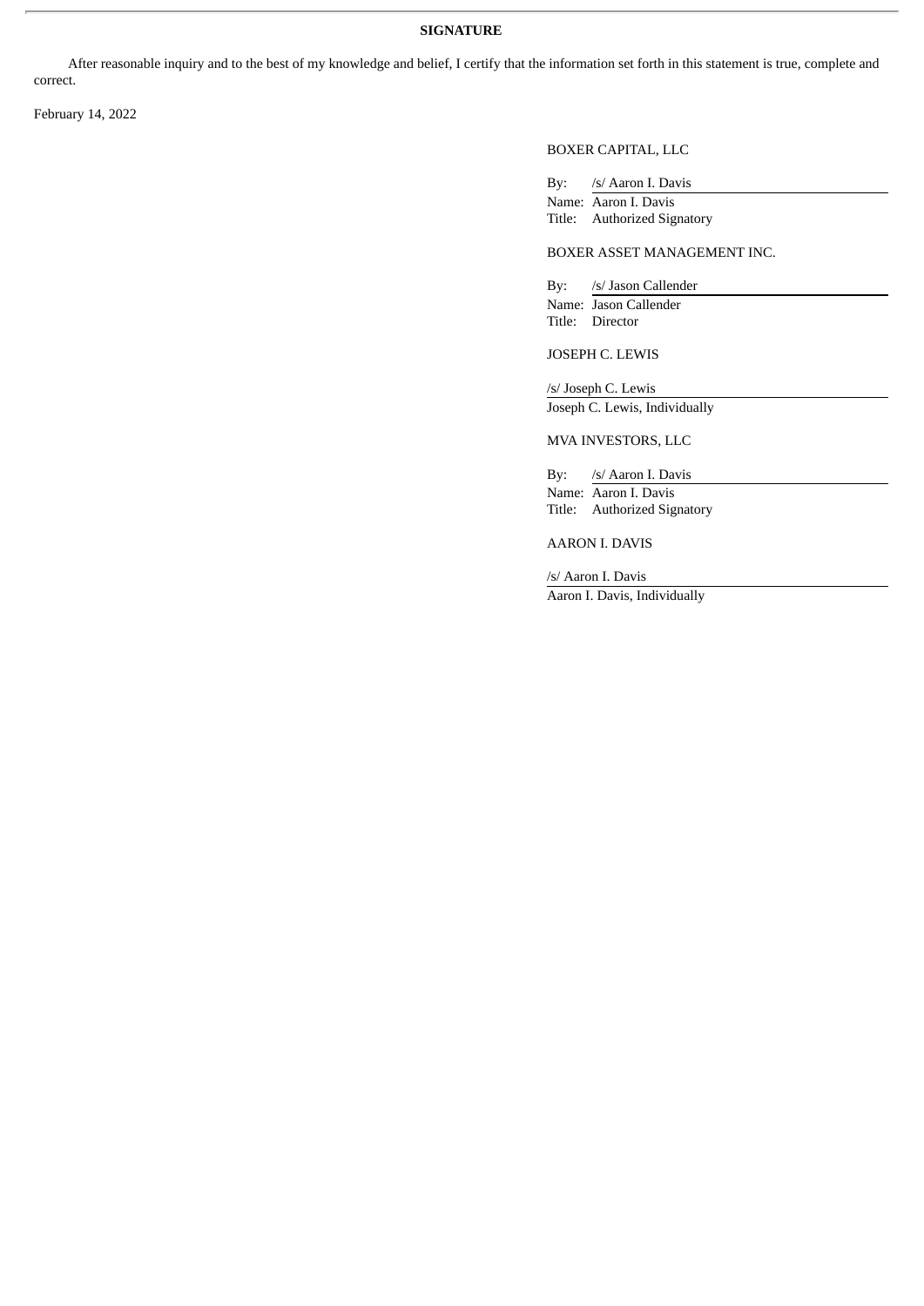**SIGNATURE**

After reasonable inquiry and to the best of my knowledge and belief, I certify that the information set forth in this statement is true, complete and correct.

February 14, 2022

BOXER CAPITAL, LLC

By: /s/ Aaron I. Davis
Name: Aaron I. Davis
Title: Authorized Signatory

BOXER ASSET MANAGEMENT INC.

By: /s/ Jason Callender
Name: Jason Callender
Title: Director

JOSEPH C. LEWIS

/s/ Joseph C. Lewis
Joseph C. Lewis, Individually

MVA INVESTORS, LLC

By: /s/ Aaron I. Davis
Name: Aaron I. Davis
Title: Authorized Signatory

AARON I. DAVIS

/s/ Aaron I. Davis
Aaron I. Davis, Individually